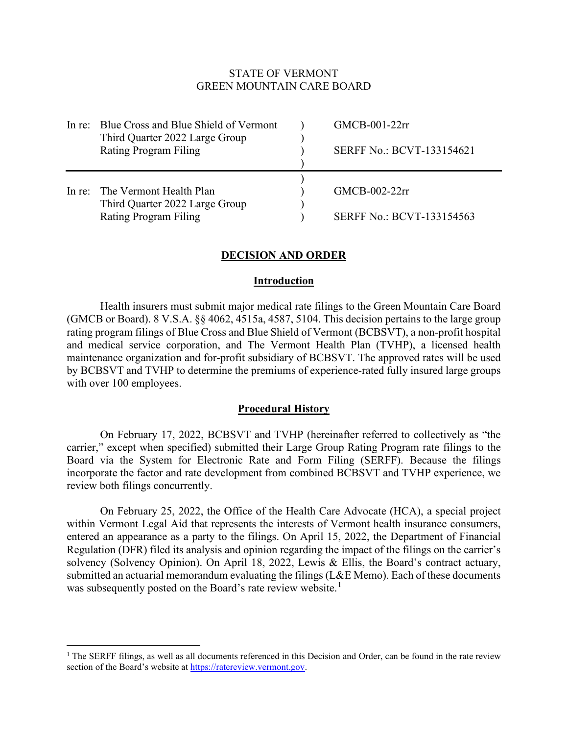STATE OF VERMONT
GREEN MOUNTAIN CARE BOARD

| | | |
|---|---|---|
| In re: Blue Cross and Blue Shield of Vermont Third Quarter 2022 Large Group Rating Program Filing | ) ) ) ) | GMCB-001-22rr <br> SERFF No.: BCVT-133154621 |
| In re: The Vermont Health Plan Third Quarter 2022 Large Group Rating Program Filing | ) ) ) ) | GMCB-002-22rr <br> SERFF No.: BCVT-133154563 |

## DECISION AND ORDER

### Introduction

Health insurers must submit major medical rate filings to the Green Mountain Care Board (GMCB or Board). 8 V.S.A. §§ 4062, 4515a, 4587, 5104. This decision pertains to the large group rating program filings of Blue Cross and Blue Shield of Vermont (BCBSVT), a non-profit hospital and medical service corporation, and The Vermont Health Plan (TVHP), a licensed health maintenance organization and for-profit subsidiary of BCBSVT. The approved rates will be used by BCBSVT and TVHP to determine the premiums of experience-rated fully insured large groups with over 100 employees.

### Procedural History

On February 17, 2022, BCBSVT and TVHP (hereinafter referred to collectively as "the carrier," except when specified) submitted their Large Group Rating Program rate filings to the Board via the System for Electronic Rate and Form Filing (SERFF). Because the filings incorporate the factor and rate development from combined BCBSVT and TVHP experience, we review both filings concurrently.

On February 25, 2022, the Office of the Health Care Advocate (HCA), a special project within Vermont Legal Aid that represents the interests of Vermont health insurance consumers, entered an appearance as a party to the filings. On April 15, 2022, the Department of Financial Regulation (DFR) filed its analysis and opinion regarding the impact of the filings on the carrier's solvency (Solvency Opinion). On April 18, 2022, Lewis & Ellis, the Board's contract actuary, submitted an actuarial memorandum evaluating the filings (L&E Memo). Each of these documents was subsequently posted on the Board's rate review website.[1]

[1] The SERFF filings, as well as all documents referenced in this Decision and Order, can be found in the rate review section of the Board's website at https://ratereview.vermont.gov.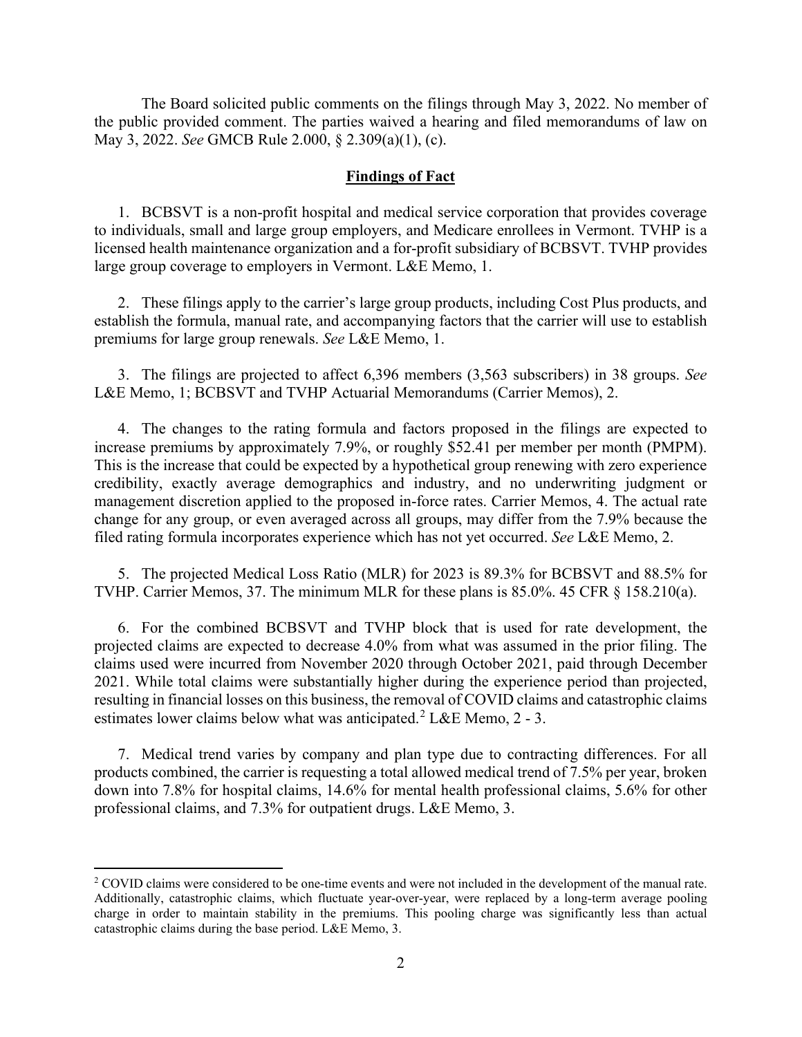The Board solicited public comments on the filings through May 3, 2022. No member of the public provided comment. The parties waived a hearing and filed memorandums of law on May 3, 2022. *See* GMCB Rule 2.000, § 2.309(a)(1), (c).

## Findings of Fact

1. BCBSVT is a non-profit hospital and medical service corporation that provides coverage to individuals, small and large group employers, and Medicare enrollees in Vermont. TVHP is a licensed health maintenance organization and a for-profit subsidiary of BCBSVT. TVHP provides large group coverage to employers in Vermont. L&E Memo, 1.

2. These filings apply to the carrier's large group products, including Cost Plus products, and establish the formula, manual rate, and accompanying factors that the carrier will use to establish premiums for large group renewals. *See* L&E Memo, 1.

3. The filings are projected to affect 6,396 members (3,563 subscribers) in 38 groups. *See* L&E Memo, 1; BCBSVT and TVHP Actuarial Memorandums (Carrier Memos), 2.

4. The changes to the rating formula and factors proposed in the filings are expected to increase premiums by approximately 7.9%, or roughly $52.41 per member per month (PMPM). This is the increase that could be expected by a hypothetical group renewing with zero experience credibility, exactly average demographics and industry, and no underwriting judgment or management discretion applied to the proposed in-force rates. Carrier Memos, 4. The actual rate change for any group, or even averaged across all groups, may differ from the 7.9% because the filed rating formula incorporates experience which has not yet occurred. *See* L&E Memo, 2.

5. The projected Medical Loss Ratio (MLR) for 2023 is 89.3% for BCBSVT and 88.5% for TVHP. Carrier Memos, 37. The minimum MLR for these plans is 85.0%. 45 CFR § 158.210(a).

6. For the combined BCBSVT and TVHP block that is used for rate development, the projected claims are expected to decrease 4.0% from what was assumed in the prior filing. The claims used were incurred from November 2020 through October 2021, paid through December 2021. While total claims were substantially higher during the experience period than projected, resulting in financial losses on this business, the removal of COVID claims and catastrophic claims estimates lower claims below what was anticipated.[2] L&E Memo, 2 - 3.

7. Medical trend varies by company and plan type due to contracting differences. For all products combined, the carrier is requesting a total allowed medical trend of 7.5% per year, broken down into 7.8% for hospital claims, 14.6% for mental health professional claims, 5.6% for other professional claims, and 7.3% for outpatient drugs. L&E Memo, 3.

[2] COVID claims were considered to be one-time events and were not included in the development of the manual rate. Additionally, catastrophic claims, which fluctuate year-over-year, were replaced by a long-term average pooling charge in order to maintain stability in the premiums. This pooling charge was significantly less than actual catastrophic claims during the base period. L&E Memo, 3.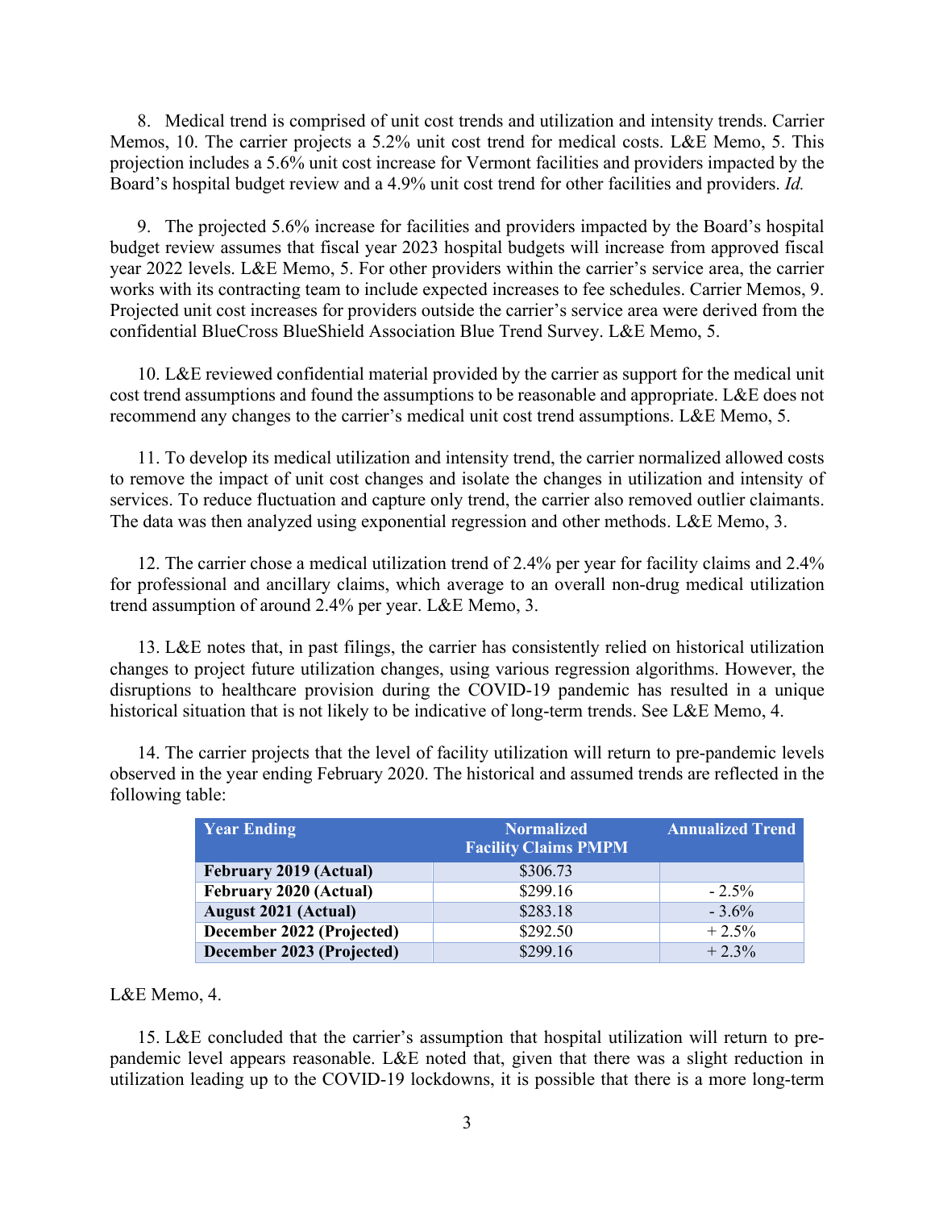8. Medical trend is comprised of unit cost trends and utilization and intensity trends. Carrier Memos, 10. The carrier projects a 5.2% unit cost trend for medical costs. L&E Memo, 5. This projection includes a 5.6% unit cost increase for Vermont facilities and providers impacted by the Board's hospital budget review and a 4.9% unit cost trend for other facilities and providers. *Id.*

9. The projected 5.6% increase for facilities and providers impacted by the Board's hospital budget review assumes that fiscal year 2023 hospital budgets will increase from approved fiscal year 2022 levels. L&E Memo, 5. For other providers within the carrier's service area, the carrier works with its contracting team to include expected increases to fee schedules. Carrier Memos, 9. Projected unit cost increases for providers outside the carrier's service area were derived from the confidential BlueCross BlueShield Association Blue Trend Survey. L&E Memo, 5.

10. L&E reviewed confidential material provided by the carrier as support for the medical unit cost trend assumptions and found the assumptions to be reasonable and appropriate. L&E does not recommend any changes to the carrier's medical unit cost trend assumptions. L&E Memo, 5.

11. To develop its medical utilization and intensity trend, the carrier normalized allowed costs to remove the impact of unit cost changes and isolate the changes in utilization and intensity of services. To reduce fluctuation and capture only trend, the carrier also removed outlier claimants. The data was then analyzed using exponential regression and other methods. L&E Memo, 3.

12. The carrier chose a medical utilization trend of 2.4% per year for facility claims and 2.4% for professional and ancillary claims, which average to an overall non-drug medical utilization trend assumption of around 2.4% per year. L&E Memo, 3.

13. L&E notes that, in past filings, the carrier has consistently relied on historical utilization changes to project future utilization changes, using various regression algorithms. However, the disruptions to healthcare provision during the COVID-19 pandemic has resulted in a unique historical situation that is not likely to be indicative of long-term trends. See L&E Memo, 4.

14. The carrier projects that the level of facility utilization will return to pre-pandemic levels observed in the year ending February 2020. The historical and assumed trends are reflected in the following table:

| Year Ending | Normalized Facility Claims PMPM | Annualized Trend |
|---|---|---|
| **February 2019 (Actual)** | $306.73 | |
| **February 2020 (Actual)** | $299.16 | - 2.5% |
| **August 2021 (Actual)** | $283.18 | - 3.6% |
| **December 2022 (Projected)** | $292.50 | + 2.5% |
| **December 2023 (Projected)** | $299.16 | + 2.3% |

L&E Memo, 4.

15. L&E concluded that the carrier's assumption that hospital utilization will return to pre-pandemic level appears reasonable. L&E noted that, given that there was a slight reduction in utilization leading up to the COVID-19 lockdowns, it is possible that there is a more long-term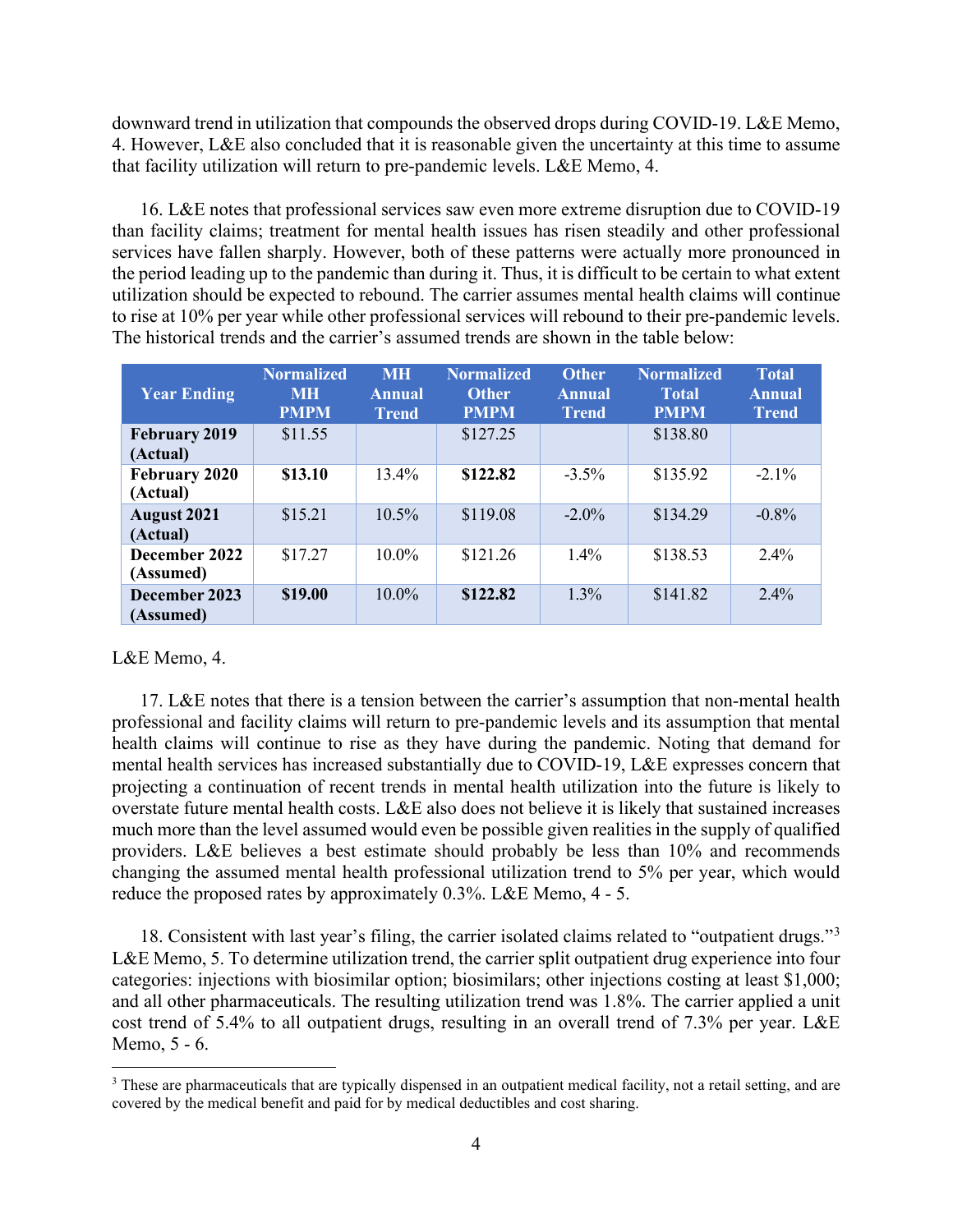downward trend in utilization that compounds the observed drops during COVID-19. L&E Memo, 4. However, L&E also concluded that it is reasonable given the uncertainty at this time to assume that facility utilization will return to pre-pandemic levels. L&E Memo, 4.

16. L&E notes that professional services saw even more extreme disruption due to COVID-19 than facility claims; treatment for mental health issues has risen steadily and other professional services have fallen sharply. However, both of these patterns were actually more pronounced in the period leading up to the pandemic than during it. Thus, it is difficult to be certain to what extent utilization should be expected to rebound. The carrier assumes mental health claims will continue to rise at 10% per year while other professional services will rebound to their pre-pandemic levels. The historical trends and the carrier's assumed trends are shown in the table below:

| Year Ending | Normalized MH PMPM | MH Annual Trend | Normalized Other PMPM | Other Annual Trend | Normalized Total PMPM | Total Annual Trend |
|---|---|---|---|---|---|---|
| **February 2019 (Actual)** | $11.55 | | $127.25 | | $138.80 | |
| **February 2020 (Actual)** | **$13.10** | 13.4% | **$122.82** | -3.5% | $135.92 | -2.1% |
| **August 2021 (Actual)** | $15.21 | 10.5% | $119.08 | -2.0% | $134.29 | -0.8% |
| **December 2022 (Assumed)** | $17.27 | 10.0% | $121.26 | 1.4% | $138.53 | 2.4% |
| **December 2023 (Assumed)** | **$19.00** | 10.0% | **$122.82** | 1.3% | $141.82 | 2.4% |

L&E Memo, 4.

17. L&E notes that there is a tension between the carrier's assumption that non-mental health professional and facility claims will return to pre-pandemic levels and its assumption that mental health claims will continue to rise as they have during the pandemic. Noting that demand for mental health services has increased substantially due to COVID-19, L&E expresses concern that projecting a continuation of recent trends in mental health utilization into the future is likely to overstate future mental health costs. L&E also does not believe it is likely that sustained increases much more than the level assumed would even be possible given realities in the supply of qualified providers. L&E believes a best estimate should probably be less than 10% and recommends changing the assumed mental health professional utilization trend to 5% per year, which would reduce the proposed rates by approximately 0.3%. L&E Memo, 4 - 5.

18. Consistent with last year's filing, the carrier isolated claims related to "outpatient drugs."[3] L&E Memo, 5. To determine utilization trend, the carrier split outpatient drug experience into four categories: injections with biosimilar option; biosimilars; other injections costing at least $1,000; and all other pharmaceuticals. The resulting utilization trend was 1.8%. The carrier applied a unit cost trend of 5.4% to all outpatient drugs, resulting in an overall trend of 7.3% per year. L&E Memo, 5 - 6.

[3] These are pharmaceuticals that are typically dispensed in an outpatient medical facility, not a retail setting, and are covered by the medical benefit and paid for by medical deductibles and cost sharing.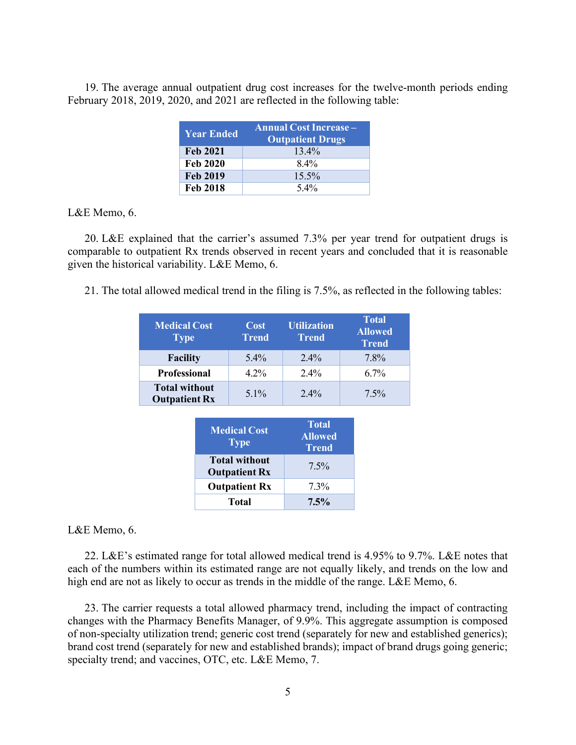19. The average annual outpatient drug cost increases for the twelve-month periods ending February 2018, 2019, 2020, and 2021 are reflected in the following table:

| Year Ended | Annual Cost Increase – Outpatient Drugs |
|---|---|
| **Feb 2021** | 13.4% |
| **Feb 2020** | 8.4% |
| **Feb 2019** | 15.5% |
| **Feb 2018** | 5.4% |

L&E Memo, 6.

20. L&E explained that the carrier's assumed 7.3% per year trend for outpatient drugs is comparable to outpatient Rx trends observed in recent years and concluded that it is reasonable given the historical variability. L&E Memo, 6.

21. The total allowed medical trend in the filing is 7.5%, as reflected in the following tables:

| Medical Cost Type | Cost Trend | Utilization Trend | Total Allowed Trend |
|---|---|---|---|
| **Facility** | 5.4% | 2.4% | 7.8% |
| **Professional** | 4.2% | 2.4% | 6.7% |
| **Total without Outpatient Rx** | 5.1% | 2.4% | 7.5% |

| Medical Cost Type | Total Allowed Trend |
|---|---|
| **Total without Outpatient Rx** | 7.5% |
| **Outpatient Rx** | 7.3% |
| **Total** | **7.5%** |

L&E Memo, 6.

22. L&E's estimated range for total allowed medical trend is 4.95% to 9.7%. L&E notes that each of the numbers within its estimated range are not equally likely, and trends on the low and high end are not as likely to occur as trends in the middle of the range. L&E Memo, 6.

23. The carrier requests a total allowed pharmacy trend, including the impact of contracting changes with the Pharmacy Benefits Manager, of 9.9%. This aggregate assumption is composed of non-specialty utilization trend; generic cost trend (separately for new and established generics); brand cost trend (separately for new and established brands); impact of brand drugs going generic; specialty trend; and vaccines, OTC, etc. L&E Memo, 7.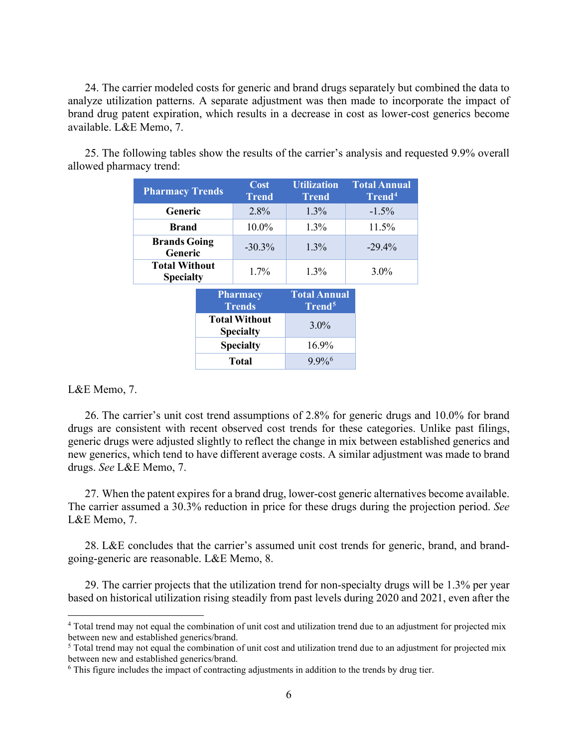24. The carrier modeled costs for generic and brand drugs separately but combined the data to analyze utilization patterns. A separate adjustment was then made to incorporate the impact of brand drug patent expiration, which results in a decrease in cost as lower-cost generics become available. L&E Memo, 7.

25. The following tables show the results of the carrier's analysis and requested 9.9% overall allowed pharmacy trend:

| Pharmacy Trends | Cost Trend | Utilization Trend | Total Annual Trend[4] |
|---|---|---|---|
| **Generic** | 2.8% | 1.3% | -1.5% |
| **Brand** | 10.0% | 1.3% | 11.5% |
| **Brands Going Generic** | -30.3% | 1.3% | -29.4% |
| **Total Without Specialty** | 1.7% | 1.3% | 3.0% |

| Pharmacy Trends | Total Annual Trend[5] |
|---|---|
| **Total Without Specialty** | 3.0% |
| **Specialty** | 16.9% |
| **Total** | 9.9%[6] |

L&E Memo, 7.

26. The carrier's unit cost trend assumptions of 2.8% for generic drugs and 10.0% for brand drugs are consistent with recent observed cost trends for these categories. Unlike past filings, generic drugs were adjusted slightly to reflect the change in mix between established generics and new generics, which tend to have different average costs. A similar adjustment was made to brand drugs. *See* L&E Memo, 7.

27. When the patent expires for a brand drug, lower-cost generic alternatives become available. The carrier assumed a 30.3% reduction in price for these drugs during the projection period. *See* L&E Memo, 7.

28. L&E concludes that the carrier's assumed unit cost trends for generic, brand, and brand-going-generic are reasonable. L&E Memo, 8.

29. The carrier projects that the utilization trend for non-specialty drugs will be 1.3% per year based on historical utilization rising steadily from past levels during 2020 and 2021, even after the

---

[4] Total trend may not equal the combination of unit cost and utilization trend due to an adjustment for projected mix between new and established generics/brand.

[5] Total trend may not equal the combination of unit cost and utilization trend due to an adjustment for projected mix between new and established generics/brand.

[6] This figure includes the impact of contracting adjustments in addition to the trends by drug tier.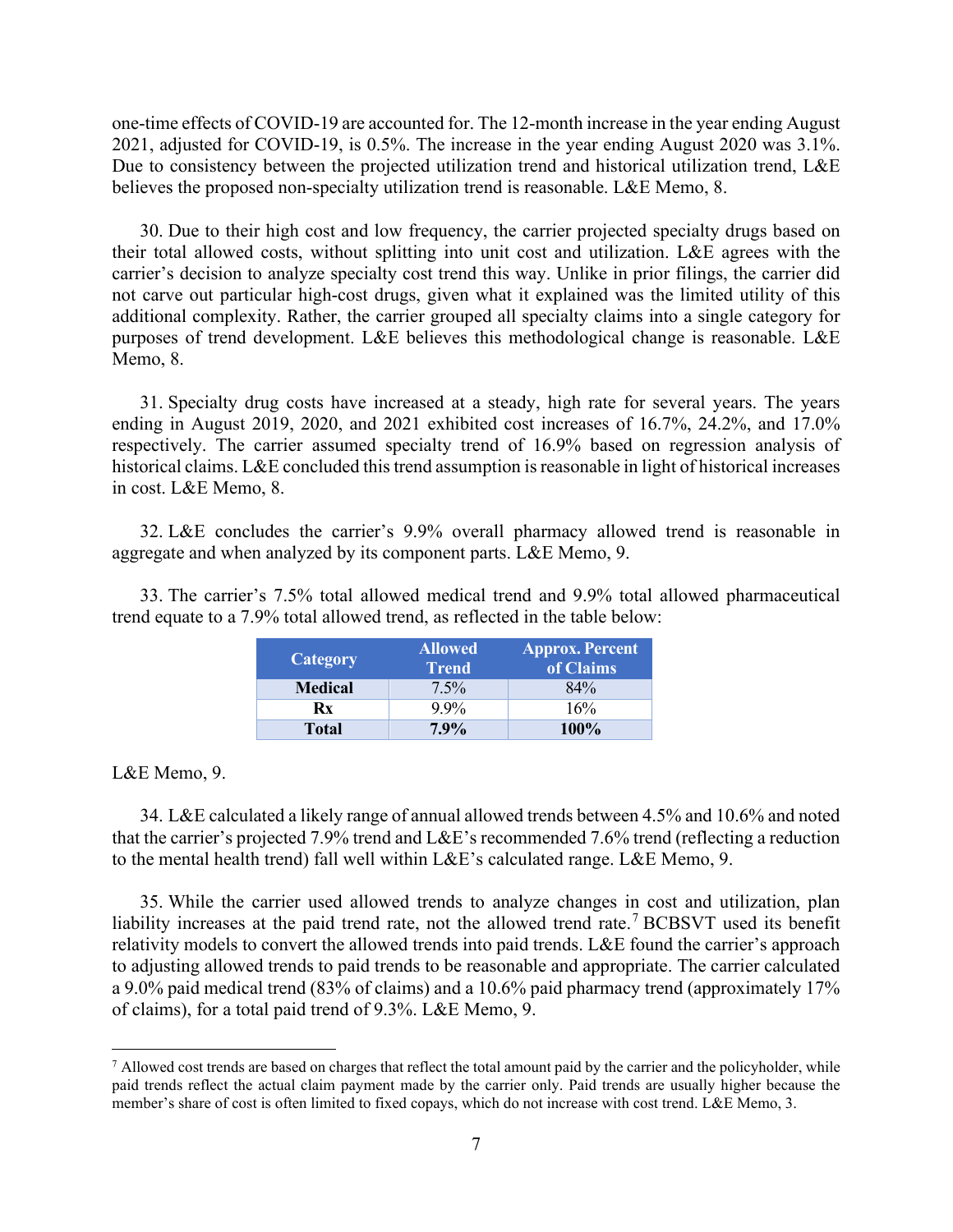one-time effects of COVID-19 are accounted for. The 12-month increase in the year ending August 2021, adjusted for COVID-19, is 0.5%. The increase in the year ending August 2020 was 3.1%. Due to consistency between the projected utilization trend and historical utilization trend, L&E believes the proposed non-specialty utilization trend is reasonable. L&E Memo, 8.

30. Due to their high cost and low frequency, the carrier projected specialty drugs based on their total allowed costs, without splitting into unit cost and utilization. L&E agrees with the carrier's decision to analyze specialty cost trend this way. Unlike in prior filings, the carrier did not carve out particular high-cost drugs, given what it explained was the limited utility of this additional complexity. Rather, the carrier grouped all specialty claims into a single category for purposes of trend development. L&E believes this methodological change is reasonable. L&E Memo, 8.

31. Specialty drug costs have increased at a steady, high rate for several years. The years ending in August 2019, 2020, and 2021 exhibited cost increases of 16.7%, 24.2%, and 17.0% respectively. The carrier assumed specialty trend of 16.9% based on regression analysis of historical claims. L&E concluded this trend assumption is reasonable in light of historical increases in cost. L&E Memo, 8.

32. L&E concludes the carrier's 9.9% overall pharmacy allowed trend is reasonable in aggregate and when analyzed by its component parts. L&E Memo, 9.

33. The carrier's 7.5% total allowed medical trend and 9.9% total allowed pharmaceutical trend equate to a 7.9% total allowed trend, as reflected in the table below:

| Category | Allowed Trend | Approx. Percent of Claims |
|---|---|---|
| **Medical** | 7.5% | 84% |
| **Rx** | 9.9% | 16% |
| **Total** | **7.9%** | **100%** |

L&E Memo, 9.

34. L&E calculated a likely range of annual allowed trends between 4.5% and 10.6% and noted that the carrier's projected 7.9% trend and L&E's recommended 7.6% trend (reflecting a reduction to the mental health trend) fall well within L&E's calculated range. L&E Memo, 9.

35. While the carrier used allowed trends to analyze changes in cost and utilization, plan liability increases at the paid trend rate, not the allowed trend rate.[7] BCBSVT used its benefit relativity models to convert the allowed trends into paid trends. L&E found the carrier's approach to adjusting allowed trends to paid trends to be reasonable and appropriate. The carrier calculated a 9.0% paid medical trend (83% of claims) and a 10.6% paid pharmacy trend (approximately 17% of claims), for a total paid trend of 9.3%. L&E Memo, 9.

[7] Allowed cost trends are based on charges that reflect the total amount paid by the carrier and the policyholder, while paid trends reflect the actual claim payment made by the carrier only. Paid trends are usually higher because the member's share of cost is often limited to fixed copays, which do not increase with cost trend. L&E Memo, 3.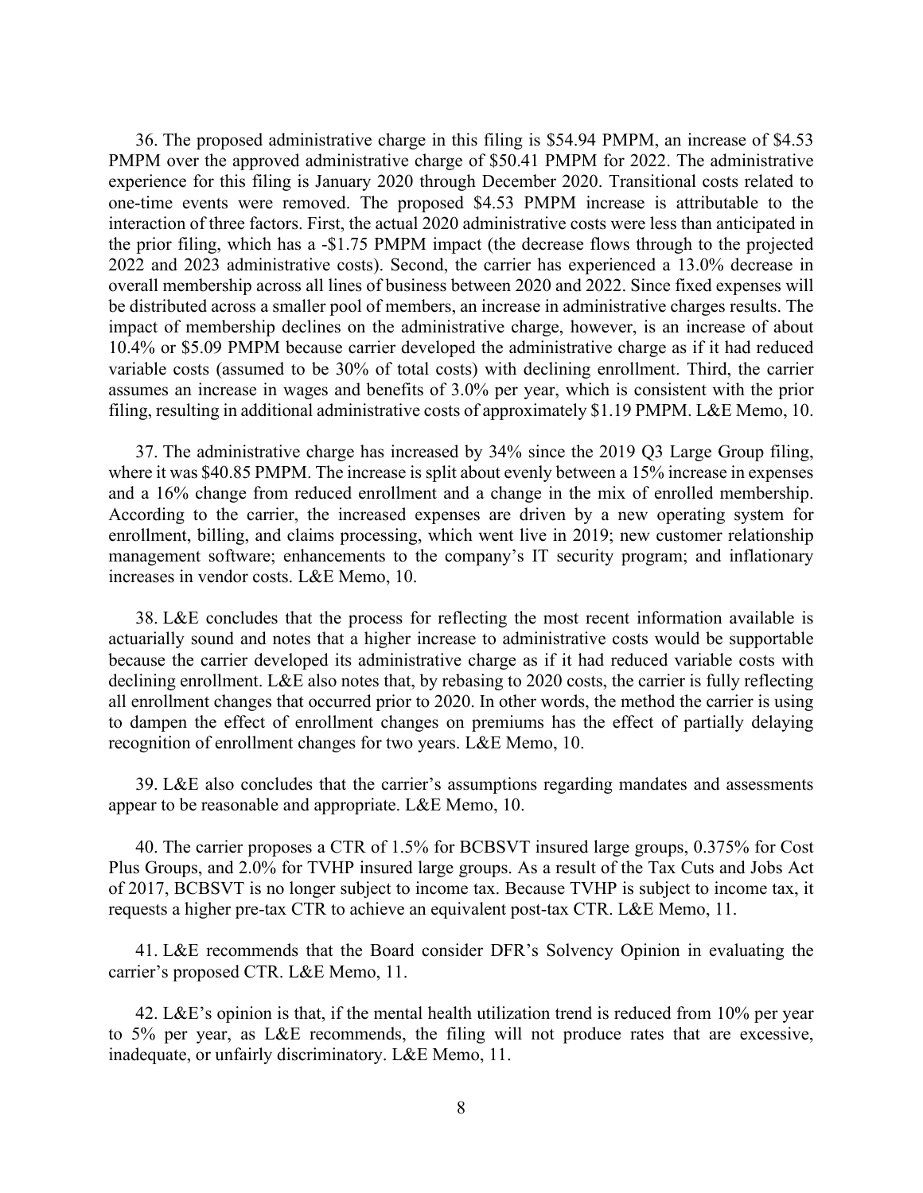36. The proposed administrative charge in this filing is $54.94 PMPM, an increase of $4.53 PMPM over the approved administrative charge of $50.41 PMPM for 2022. The administrative experience for this filing is January 2020 through December 2020. Transitional costs related to one-time events were removed. The proposed $4.53 PMPM increase is attributable to the interaction of three factors. First, the actual 2020 administrative costs were less than anticipated in the prior filing, which has a -$1.75 PMPM impact (the decrease flows through to the projected 2022 and 2023 administrative costs). Second, the carrier has experienced a 13.0% decrease in overall membership across all lines of business between 2020 and 2022. Since fixed expenses will be distributed across a smaller pool of members, an increase in administrative charges results. The impact of membership declines on the administrative charge, however, is an increase of about 10.4% or $5.09 PMPM because carrier developed the administrative charge as if it had reduced variable costs (assumed to be 30% of total costs) with declining enrollment. Third, the carrier assumes an increase in wages and benefits of 3.0% per year, which is consistent with the prior filing, resulting in additional administrative costs of approximately $1.19 PMPM. L&E Memo, 10.

37. The administrative charge has increased by 34% since the 2019 Q3 Large Group filing, where it was $40.85 PMPM. The increase is split about evenly between a 15% increase in expenses and a 16% change from reduced enrollment and a change in the mix of enrolled membership. According to the carrier, the increased expenses are driven by a new operating system for enrollment, billing, and claims processing, which went live in 2019; new customer relationship management software; enhancements to the company's IT security program; and inflationary increases in vendor costs. L&E Memo, 10.

38. L&E concludes that the process for reflecting the most recent information available is actuarially sound and notes that a higher increase to administrative costs would be supportable because the carrier developed its administrative charge as if it had reduced variable costs with declining enrollment. L&E also notes that, by rebasing to 2020 costs, the carrier is fully reflecting all enrollment changes that occurred prior to 2020. In other words, the method the carrier is using to dampen the effect of enrollment changes on premiums has the effect of partially delaying recognition of enrollment changes for two years. L&E Memo, 10.

39. L&E also concludes that the carrier's assumptions regarding mandates and assessments appear to be reasonable and appropriate. L&E Memo, 10.

40. The carrier proposes a CTR of 1.5% for BCBSVT insured large groups, 0.375% for Cost Plus Groups, and 2.0% for TVHP insured large groups. As a result of the Tax Cuts and Jobs Act of 2017, BCBSVT is no longer subject to income tax. Because TVHP is subject to income tax, it requests a higher pre-tax CTR to achieve an equivalent post-tax CTR. L&E Memo, 11.

41. L&E recommends that the Board consider DFR's Solvency Opinion in evaluating the carrier's proposed CTR. L&E Memo, 11.

42. L&E's opinion is that, if the mental health utilization trend is reduced from 10% per year to 5% per year, as L&E recommends, the filing will not produce rates that are excessive, inadequate, or unfairly discriminatory. L&E Memo, 11.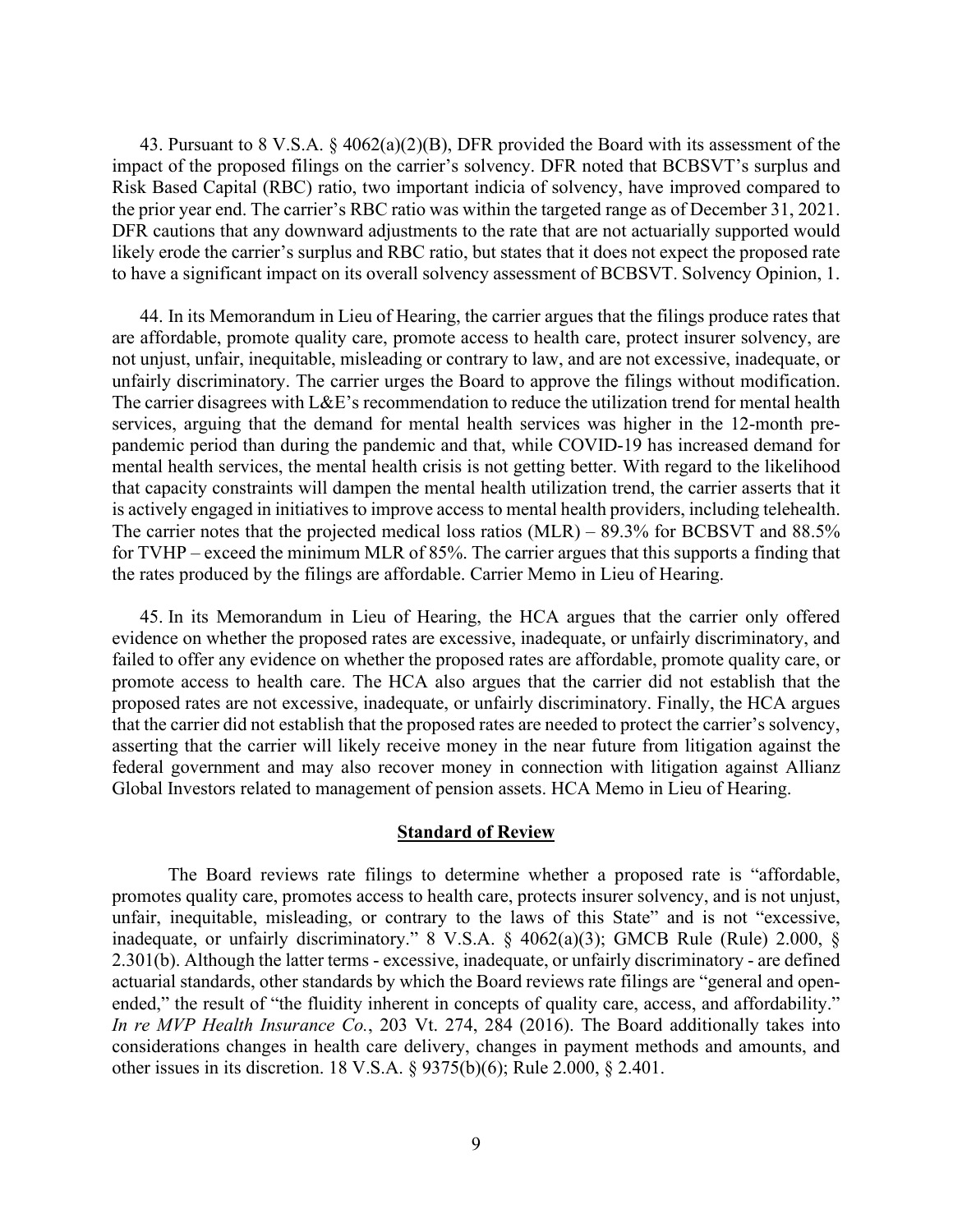43. Pursuant to 8 V.S.A. § 4062(a)(2)(B), DFR provided the Board with its assessment of the impact of the proposed filings on the carrier's solvency. DFR noted that BCBSVT's surplus and Risk Based Capital (RBC) ratio, two important indicia of solvency, have improved compared to the prior year end. The carrier's RBC ratio was within the targeted range as of December 31, 2021. DFR cautions that any downward adjustments to the rate that are not actuarially supported would likely erode the carrier's surplus and RBC ratio, but states that it does not expect the proposed rate to have a significant impact on its overall solvency assessment of BCBSVT. Solvency Opinion, 1.

44. In its Memorandum in Lieu of Hearing, the carrier argues that the filings produce rates that are affordable, promote quality care, promote access to health care, protect insurer solvency, are not unjust, unfair, inequitable, misleading or contrary to law, and are not excessive, inadequate, or unfairly discriminatory. The carrier urges the Board to approve the filings without modification. The carrier disagrees with L&E's recommendation to reduce the utilization trend for mental health services, arguing that the demand for mental health services was higher in the 12-month pre-pandemic period than during the pandemic and that, while COVID-19 has increased demand for mental health services, the mental health crisis is not getting better. With regard to the likelihood that capacity constraints will dampen the mental health utilization trend, the carrier asserts that it is actively engaged in initiatives to improve access to mental health providers, including telehealth. The carrier notes that the projected medical loss ratios (MLR) – 89.3% for BCBSVT and 88.5% for TVHP – exceed the minimum MLR of 85%. The carrier argues that this supports a finding that the rates produced by the filings are affordable. Carrier Memo in Lieu of Hearing.

45. In its Memorandum in Lieu of Hearing, the HCA argues that the carrier only offered evidence on whether the proposed rates are excessive, inadequate, or unfairly discriminatory, and failed to offer any evidence on whether the proposed rates are affordable, promote quality care, or promote access to health care. The HCA also argues that the carrier did not establish that the proposed rates are not excessive, inadequate, or unfairly discriminatory. Finally, the HCA argues that the carrier did not establish that the proposed rates are needed to protect the carrier's solvency, asserting that the carrier will likely receive money in the near future from litigation against the federal government and may also recover money in connection with litigation against Allianz Global Investors related to management of pension assets. HCA Memo in Lieu of Hearing.

## Standard of Review

The Board reviews rate filings to determine whether a proposed rate is "affordable, promotes quality care, promotes access to health care, protects insurer solvency, and is not unjust, unfair, inequitable, misleading, or contrary to the laws of this State" and is not "excessive, inadequate, or unfairly discriminatory." 8 V.S.A. § 4062(a)(3); GMCB Rule (Rule) 2.000, § 2.301(b). Although the latter terms - excessive, inadequate, or unfairly discriminatory - are defined actuarial standards, other standards by which the Board reviews rate filings are "general and open-ended," the result of "the fluidity inherent in concepts of quality care, access, and affordability." *In re MVP Health Insurance Co.*, 203 Vt. 274, 284 (2016). The Board additionally takes into considerations changes in health care delivery, changes in payment methods and amounts, and other issues in its discretion. 18 V.S.A. § 9375(b)(6); Rule 2.000, § 2.401.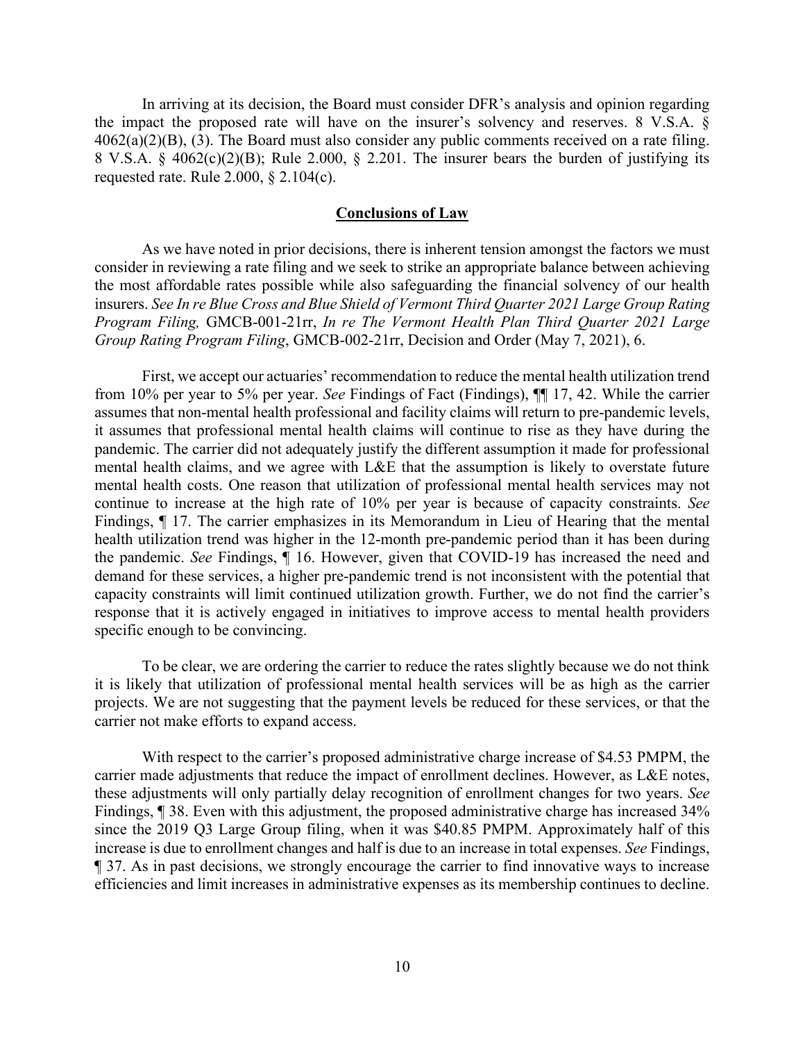In arriving at its decision, the Board must consider DFR's analysis and opinion regarding the impact the proposed rate will have on the insurer's solvency and reserves. 8 V.S.A. § 4062(a)(2)(B), (3). The Board must also consider any public comments received on a rate filing. 8 V.S.A. § 4062(c)(2)(B); Rule 2.000, § 2.201. The insurer bears the burden of justifying its requested rate. Rule 2.000, § 2.104(c).

## Conclusions of Law

As we have noted in prior decisions, there is inherent tension amongst the factors we must consider in reviewing a rate filing and we seek to strike an appropriate balance between achieving the most affordable rates possible while also safeguarding the financial solvency of our health insurers. *See In re Blue Cross and Blue Shield of Vermont Third Quarter 2021 Large Group Rating Program Filing,* GMCB-001-21rr, *In re The Vermont Health Plan Third Quarter 2021 Large Group Rating Program Filing*, GMCB-002-21rr, Decision and Order (May 7, 2021), 6.

First, we accept our actuaries' recommendation to reduce the mental health utilization trend from 10% per year to 5% per year. *See* Findings of Fact (Findings), ¶¶ 17, 42. While the carrier assumes that non-mental health professional and facility claims will return to pre-pandemic levels, it assumes that professional mental health claims will continue to rise as they have during the pandemic. The carrier did not adequately justify the different assumption it made for professional mental health claims, and we agree with L&E that the assumption is likely to overstate future mental health costs. One reason that utilization of professional mental health services may not continue to increase at the high rate of 10% per year is because of capacity constraints. *See* Findings, ¶ 17. The carrier emphasizes in its Memorandum in Lieu of Hearing that the mental health utilization trend was higher in the 12-month pre-pandemic period than it has been during the pandemic. *See* Findings, ¶ 16. However, given that COVID-19 has increased the need and demand for these services, a higher pre-pandemic trend is not inconsistent with the potential that capacity constraints will limit continued utilization growth. Further, we do not find the carrier's response that it is actively engaged in initiatives to improve access to mental health providers specific enough to be convincing.

To be clear, we are ordering the carrier to reduce the rates slightly because we do not think it is likely that utilization of professional mental health services will be as high as the carrier projects. We are not suggesting that the payment levels be reduced for these services, or that the carrier not make efforts to expand access.

With respect to the carrier's proposed administrative charge increase of $4.53 PMPM, the carrier made adjustments that reduce the impact of enrollment declines. However, as L&E notes, these adjustments will only partially delay recognition of enrollment changes for two years. *See* Findings, ¶ 38. Even with this adjustment, the proposed administrative charge has increased 34% since the 2019 Q3 Large Group filing, when it was $40.85 PMPM. Approximately half of this increase is due to enrollment changes and half is due to an increase in total expenses. *See* Findings, ¶ 37. As in past decisions, we strongly encourage the carrier to find innovative ways to increase efficiencies and limit increases in administrative expenses as its membership continues to decline.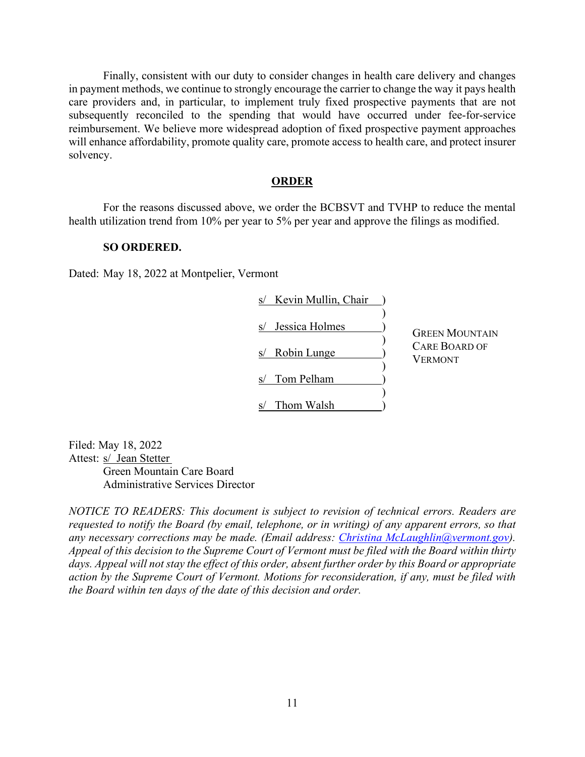Finally, consistent with our duty to consider changes in health care delivery and changes in payment methods, we continue to strongly encourage the carrier to change the way it pays health care providers and, in particular, to implement truly fixed prospective payments that are not subsequently reconciled to the spending that would have occurred under fee-for-service reimbursement. We believe more widespread adoption of fixed prospective payment approaches will enhance affordability, promote quality care, promote access to health care, and protect insurer solvency.

## ORDER

For the reasons discussed above, we order the BCBSVT and TVHP to reduce the mental health utilization trend from 10% per year to 5% per year and approve the filings as modified.

**SO ORDERED.**

Dated: May 18, 2022 at Montpelier, Vermont

s/ Kevin Mullin, Chair )
)
s/ Jessica Holmes )
)
s/ Robin Lunge )
)
s/ Tom Pelham )
)
s/ Thom Walsh )

GREEN MOUNTAIN CARE BOARD OF VERMONT

Filed: May 18, 2022
Attest: s/ Jean Stetter
Green Mountain Care Board
Administrative Services Director

*NOTICE TO READERS: This document is subject to revision of technical errors. Readers are requested to notify the Board (by email, telephone, or in writing) of any apparent errors, so that any necessary corrections may be made. (Email address: Christina McLaughlin@vermont.gov). Appeal of this decision to the Supreme Court of Vermont must be filed with the Board within thirty days. Appeal will not stay the effect of this order, absent further order by this Board or appropriate action by the Supreme Court of Vermont. Motions for reconsideration, if any, must be filed with the Board within ten days of the date of this decision and order.*